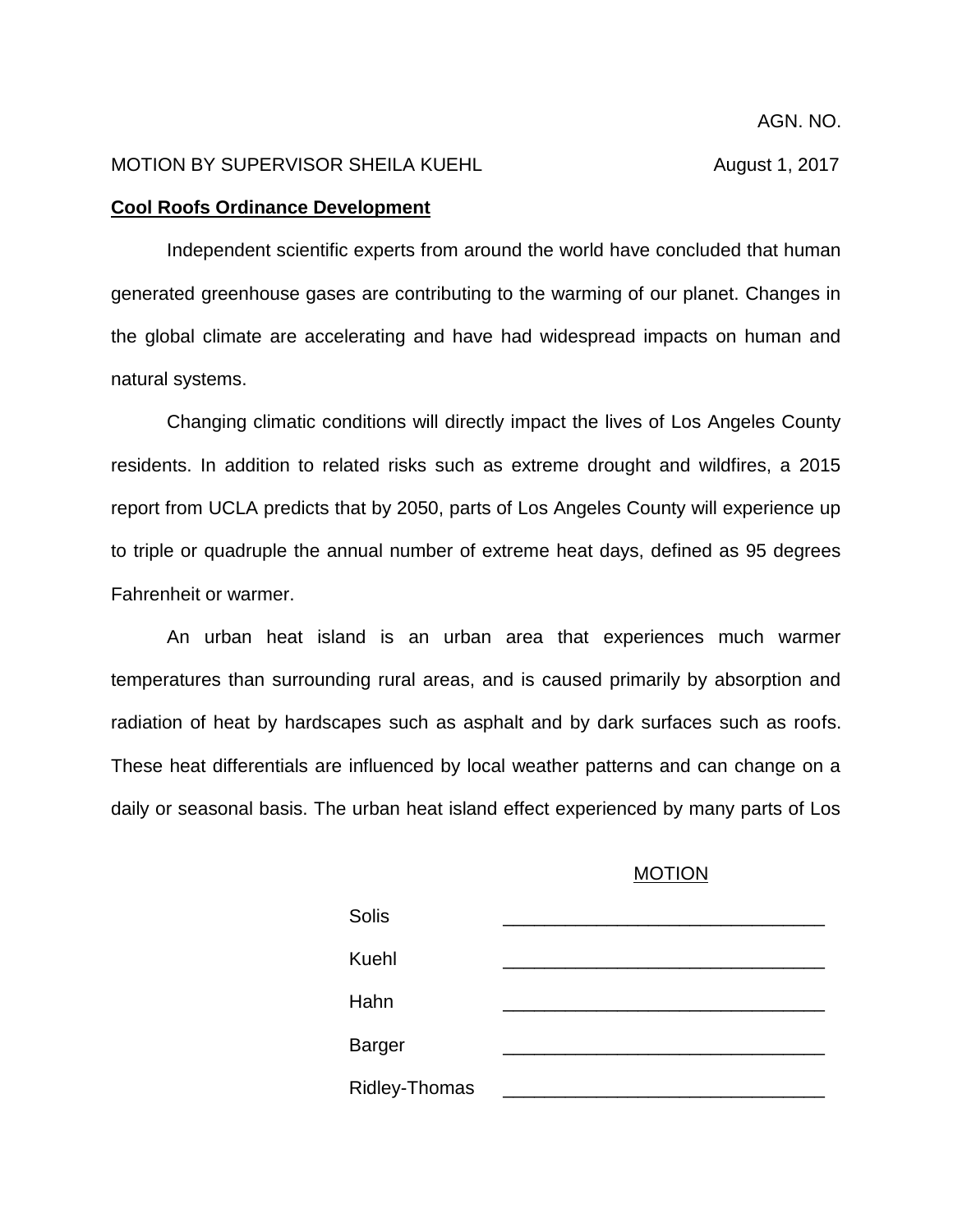AGN. NO.

MOTION BY SUPERVISOR SHEILA KUEHL August 1, 2017

**Cool Roofs Ordinance Development**

Independent scientific experts from around the world have concluded that human generated greenhouse gases are contributing to the warming of our planet. Changes in the global climate are accelerating and have had widespread impacts on human and natural systems.

Changing climatic conditions will directly impact the lives of Los Angeles County residents. In addition to related risks such as extreme drought and wildfires, a 2015 report from UCLA predicts that by 2050, parts of Los Angeles County will experience up to triple or quadruple the annual number of extreme heat days, defined as 95 degrees Fahrenheit or warmer.

An urban heat island is an urban area that experiences much warmer temperatures than surrounding rural areas, and is caused primarily by absorption and radiation of heat by hardscapes such as asphalt and by dark surfaces such as roofs. These heat differentials are influenced by local weather patterns and can change on a daily or seasonal basis. The urban heat island effect experienced by many parts of Los

MOTION

| | |
|---|---|
| Solis | _______________________________ |
| Kuehl | _______________________________ |
| Hahn | _______________________________ |
| Barger | _______________________________ |
| Ridley-Thomas | _______________________________ |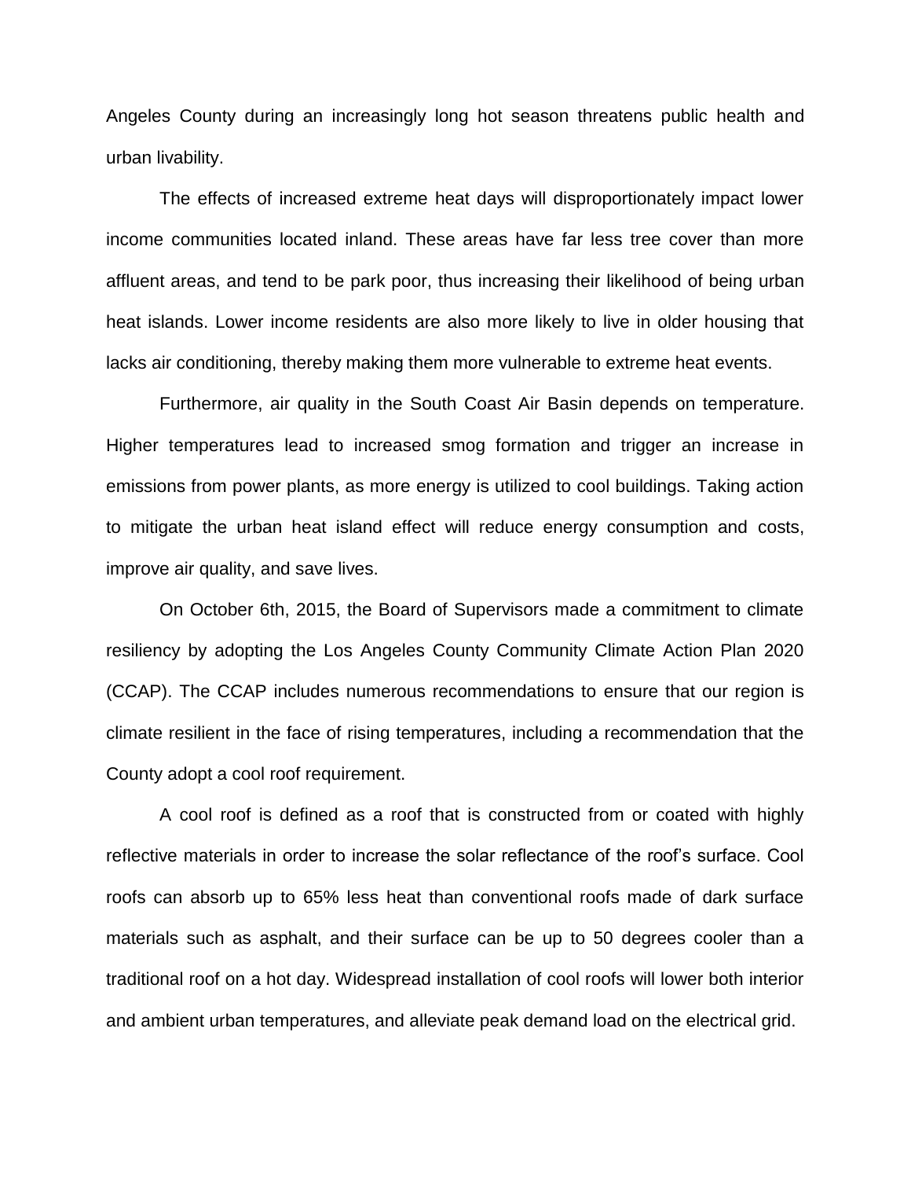Angeles County during an increasingly long hot season threatens public health and urban livability.

The effects of increased extreme heat days will disproportionately impact lower income communities located inland. These areas have far less tree cover than more affluent areas, and tend to be park poor, thus increasing their likelihood of being urban heat islands. Lower income residents are also more likely to live in older housing that lacks air conditioning, thereby making them more vulnerable to extreme heat events.

Furthermore, air quality in the South Coast Air Basin depends on temperature. Higher temperatures lead to increased smog formation and trigger an increase in emissions from power plants, as more energy is utilized to cool buildings. Taking action to mitigate the urban heat island effect will reduce energy consumption and costs, improve air quality, and save lives.

On October 6th, 2015, the Board of Supervisors made a commitment to climate resiliency by adopting the Los Angeles County Community Climate Action Plan 2020 (CCAP). The CCAP includes numerous recommendations to ensure that our region is climate resilient in the face of rising temperatures, including a recommendation that the County adopt a cool roof requirement.

A cool roof is defined as a roof that is constructed from or coated with highly reflective materials in order to increase the solar reflectance of the roof's surface. Cool roofs can absorb up to 65% less heat than conventional roofs made of dark surface materials such as asphalt, and their surface can be up to 50 degrees cooler than a traditional roof on a hot day. Widespread installation of cool roofs will lower both interior and ambient urban temperatures, and alleviate peak demand load on the electrical grid.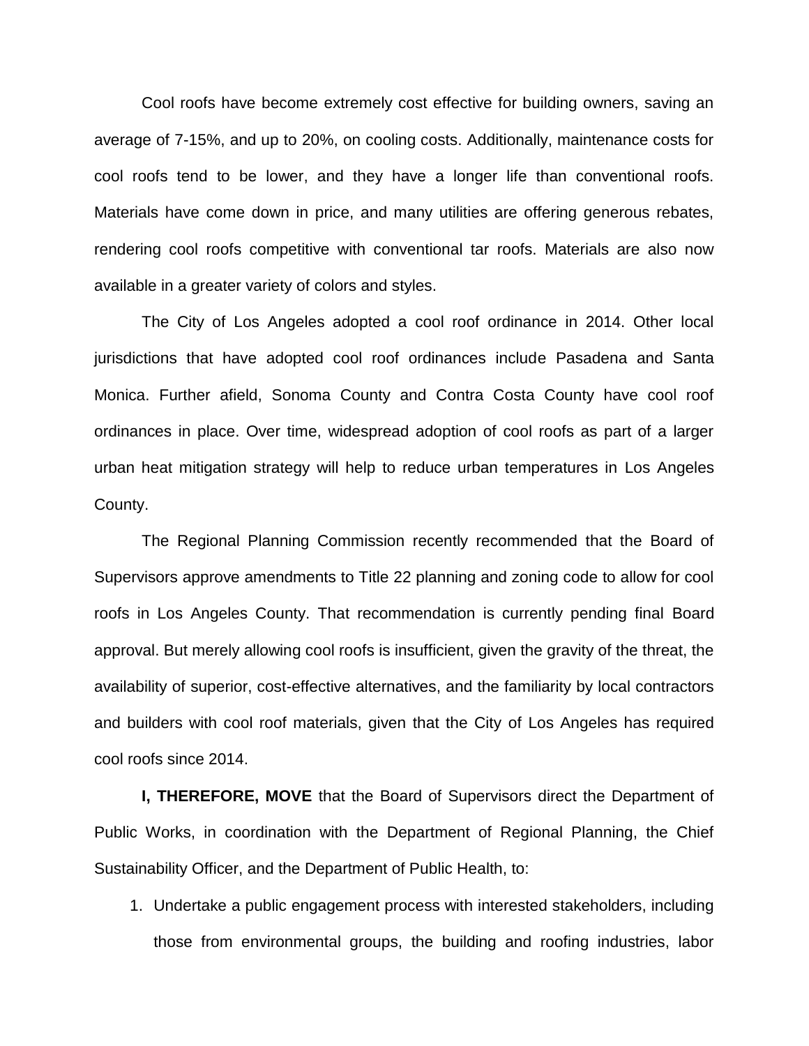Cool roofs have become extremely cost effective for building owners, saving an average of 7-15%, and up to 20%, on cooling costs. Additionally, maintenance costs for cool roofs tend to be lower, and they have a longer life than conventional roofs. Materials have come down in price, and many utilities are offering generous rebates, rendering cool roofs competitive with conventional tar roofs. Materials are also now available in a greater variety of colors and styles.

The City of Los Angeles adopted a cool roof ordinance in 2014. Other local jurisdictions that have adopted cool roof ordinances include Pasadena and Santa Monica. Further afield, Sonoma County and Contra Costa County have cool roof ordinances in place. Over time, widespread adoption of cool roofs as part of a larger urban heat mitigation strategy will help to reduce urban temperatures in Los Angeles County.

The Regional Planning Commission recently recommended that the Board of Supervisors approve amendments to Title 22 planning and zoning code to allow for cool roofs in Los Angeles County. That recommendation is currently pending final Board approval. But merely allowing cool roofs is insufficient, given the gravity of the threat, the availability of superior, cost-effective alternatives, and the familiarity by local contractors and builders with cool roof materials, given that the City of Los Angeles has required cool roofs since 2014.

**I, THEREFORE, MOVE** that the Board of Supervisors direct the Department of Public Works, in coordination with the Department of Regional Planning, the Chief Sustainability Officer, and the Department of Public Health, to:

1. Undertake a public engagement process with interested stakeholders, including those from environmental groups, the building and roofing industries, labor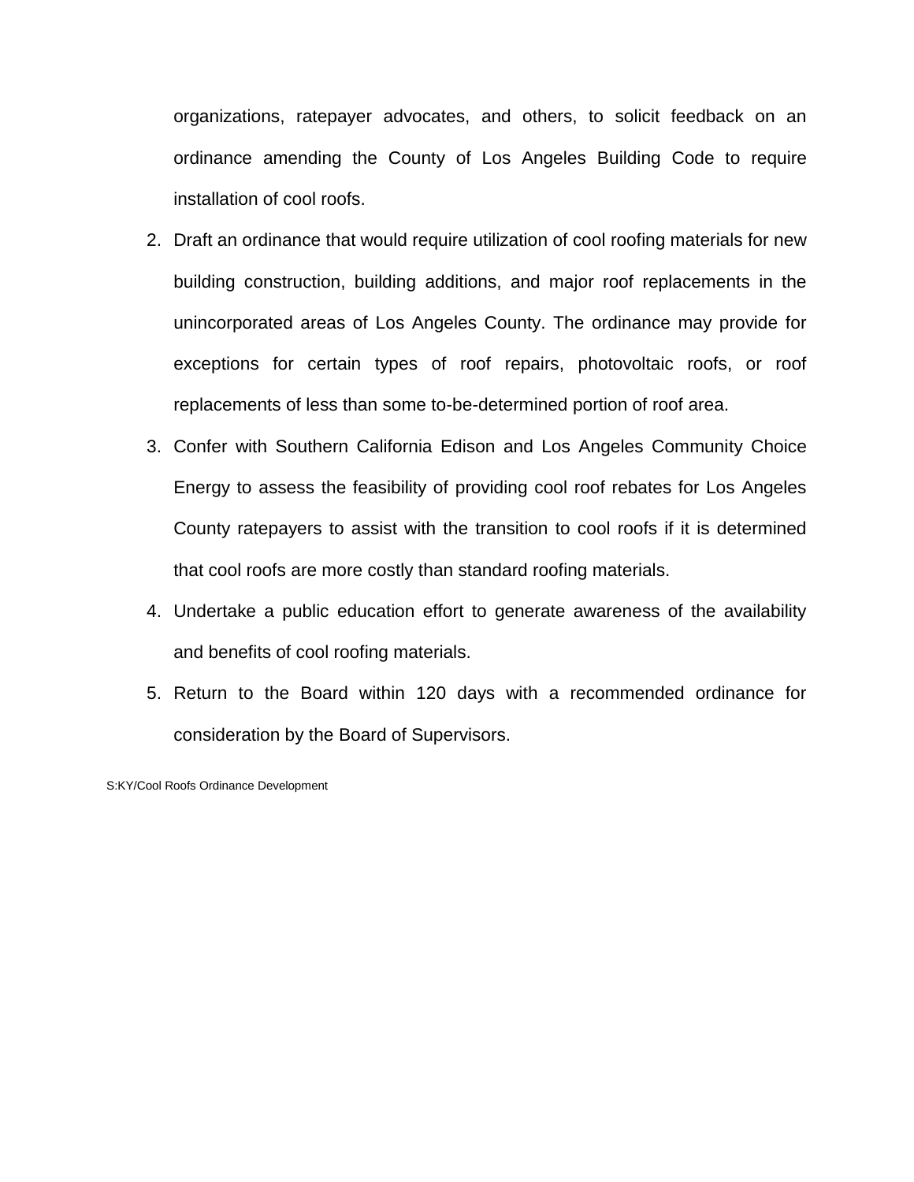organizations, ratepayer advocates, and others, to solicit feedback on an ordinance amending the County of Los Angeles Building Code to require installation of cool roofs.

2. Draft an ordinance that would require utilization of cool roofing materials for new building construction, building additions, and major roof replacements in the unincorporated areas of Los Angeles County. The ordinance may provide for exceptions for certain types of roof repairs, photovoltaic roofs, or roof replacements of less than some to-be-determined portion of roof area.
3. Confer with Southern California Edison and Los Angeles Community Choice Energy to assess the feasibility of providing cool roof rebates for Los Angeles County ratepayers to assist with the transition to cool roofs if it is determined that cool roofs are more costly than standard roofing materials.
4. Undertake a public education effort to generate awareness of the availability and benefits of cool roofing materials.
5. Return to the Board within 120 days with a recommended ordinance for consideration by the Board of Supervisors.

S:KY/Cool Roofs Ordinance Development